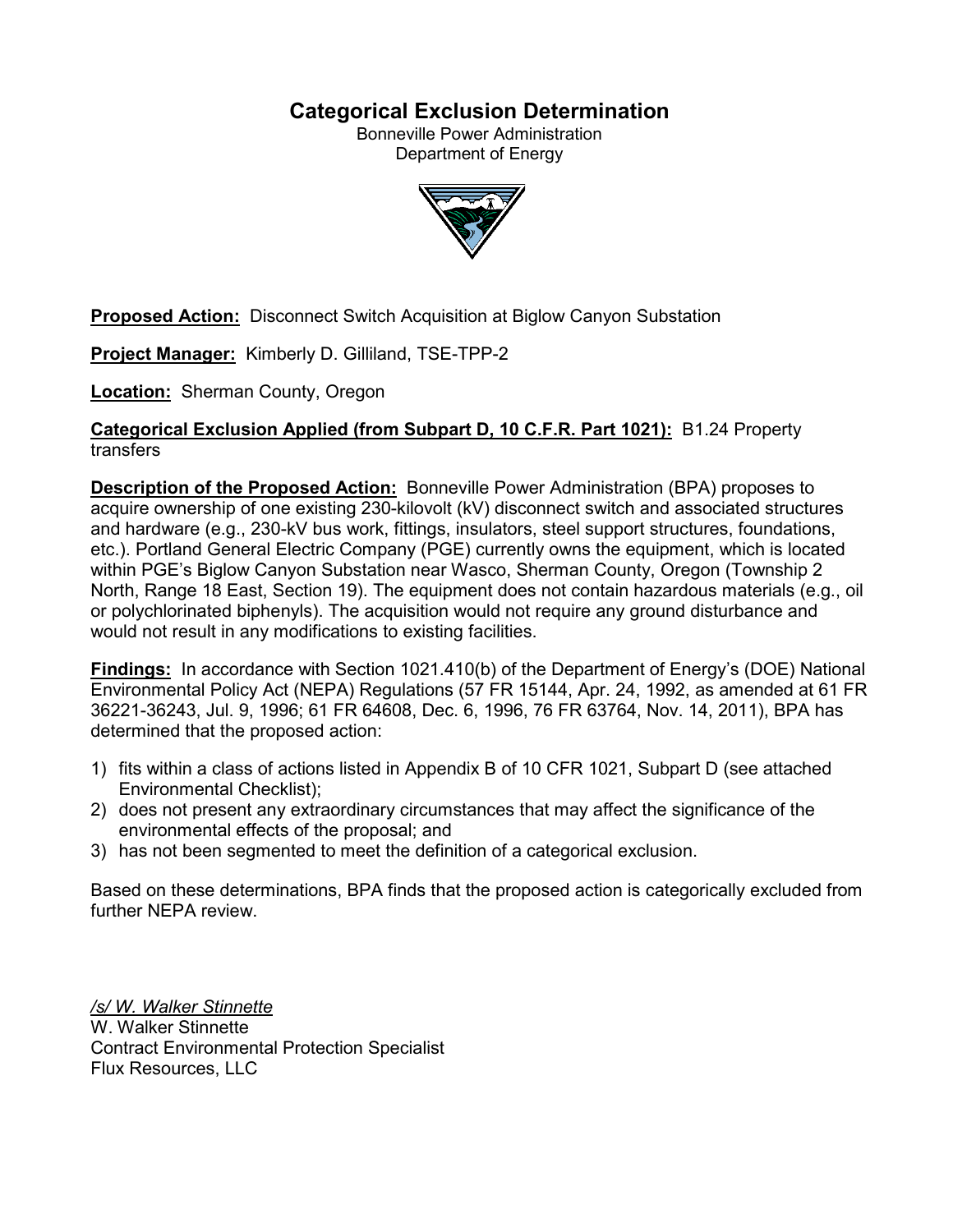# Categorical Exclusion Determination

Bonneville Power Administration
Department of Energy

**Proposed Action:** Disconnect Switch Acquisition at Biglow Canyon Substation

**Project Manager:** Kimberly D. Gilliland, TSE-TPP-2

**Location:** Sherman County, Oregon

**Categorical Exclusion Applied (from Subpart D, 10 C.F.R. Part 1021):** B1.24 Property transfers

**Description of the Proposed Action:** Bonneville Power Administration (BPA) proposes to acquire ownership of one existing 230-kilovolt (kV) disconnect switch and associated structures and hardware (e.g., 230-kV bus work, fittings, insulators, steel support structures, foundations, etc.). Portland General Electric Company (PGE) currently owns the equipment, which is located within PGE's Biglow Canyon Substation near Wasco, Sherman County, Oregon (Township 2 North, Range 18 East, Section 19). The equipment does not contain hazardous materials (e.g., oil or polychlorinated biphenyls). The acquisition would not require any ground disturbance and would not result in any modifications to existing facilities.

**Findings:** In accordance with Section 1021.410(b) of the Department of Energy's (DOE) National Environmental Policy Act (NEPA) Regulations (57 FR 15144, Apr. 24, 1992, as amended at 61 FR 36221-36243, Jul. 9, 1996; 61 FR 64608, Dec. 6, 1996, 76 FR 63764, Nov. 14, 2011), BPA has determined that the proposed action:

1) fits within a class of actions listed in Appendix B of 10 CFR 1021, Subpart D (see attached Environmental Checklist);
2) does not present any extraordinary circumstances that may affect the significance of the environmental effects of the proposal; and
3) has not been segmented to meet the definition of a categorical exclusion.

Based on these determinations, BPA finds that the proposed action is categorically excluded from further NEPA review.

*/s/ W. Walker Stinnette*
W. Walker Stinnette
Contract Environmental Protection Specialist
Flux Resources, LLC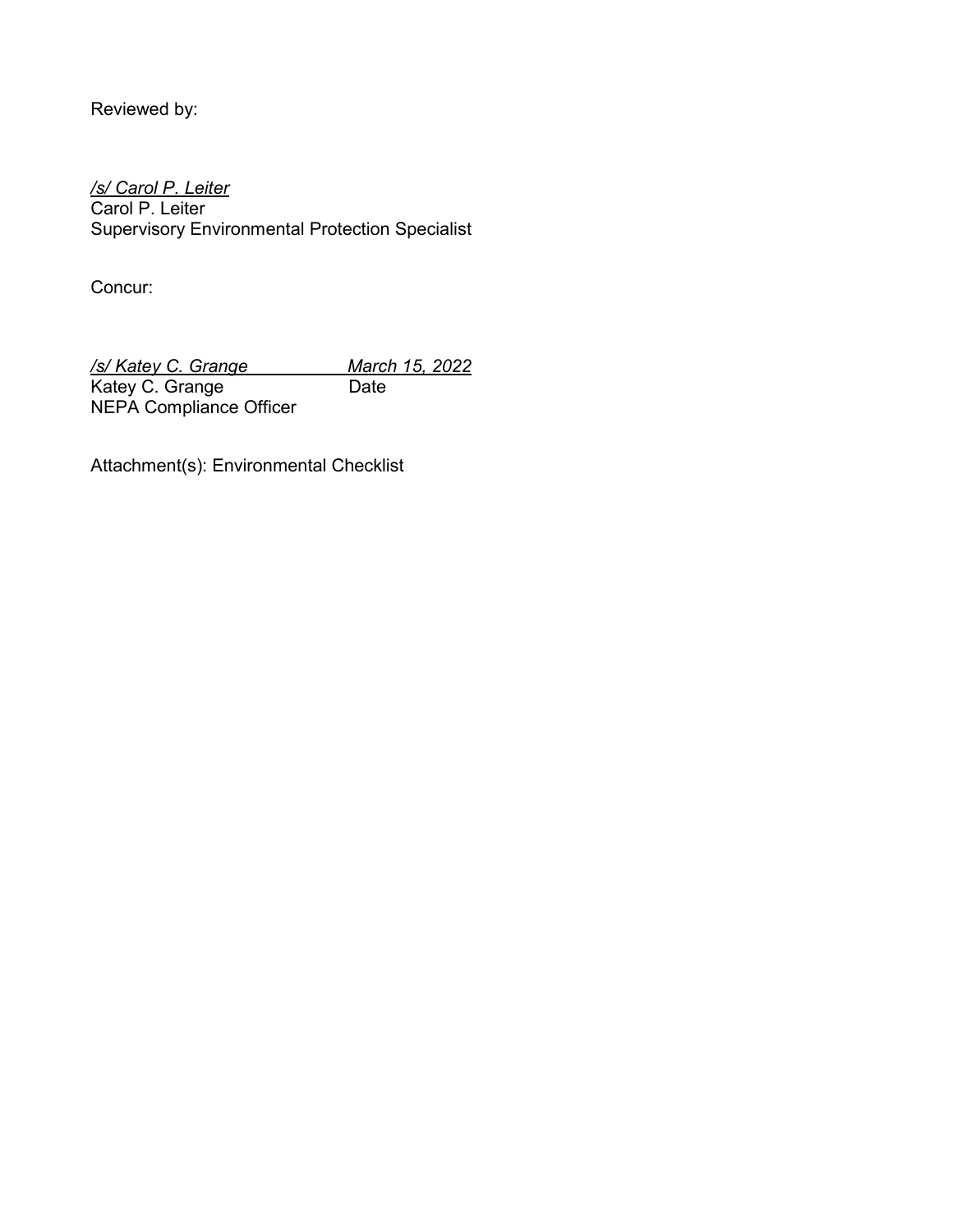Reviewed by:

*/s/ Carol P. Leiter*
Carol P. Leiter
Supervisory Environmental Protection Specialist

Concur:

*/s/ Katey C. Grange* *March 15, 2022*
Katey C. Grange Date
NEPA Compliance Officer

Attachment(s): Environmental Checklist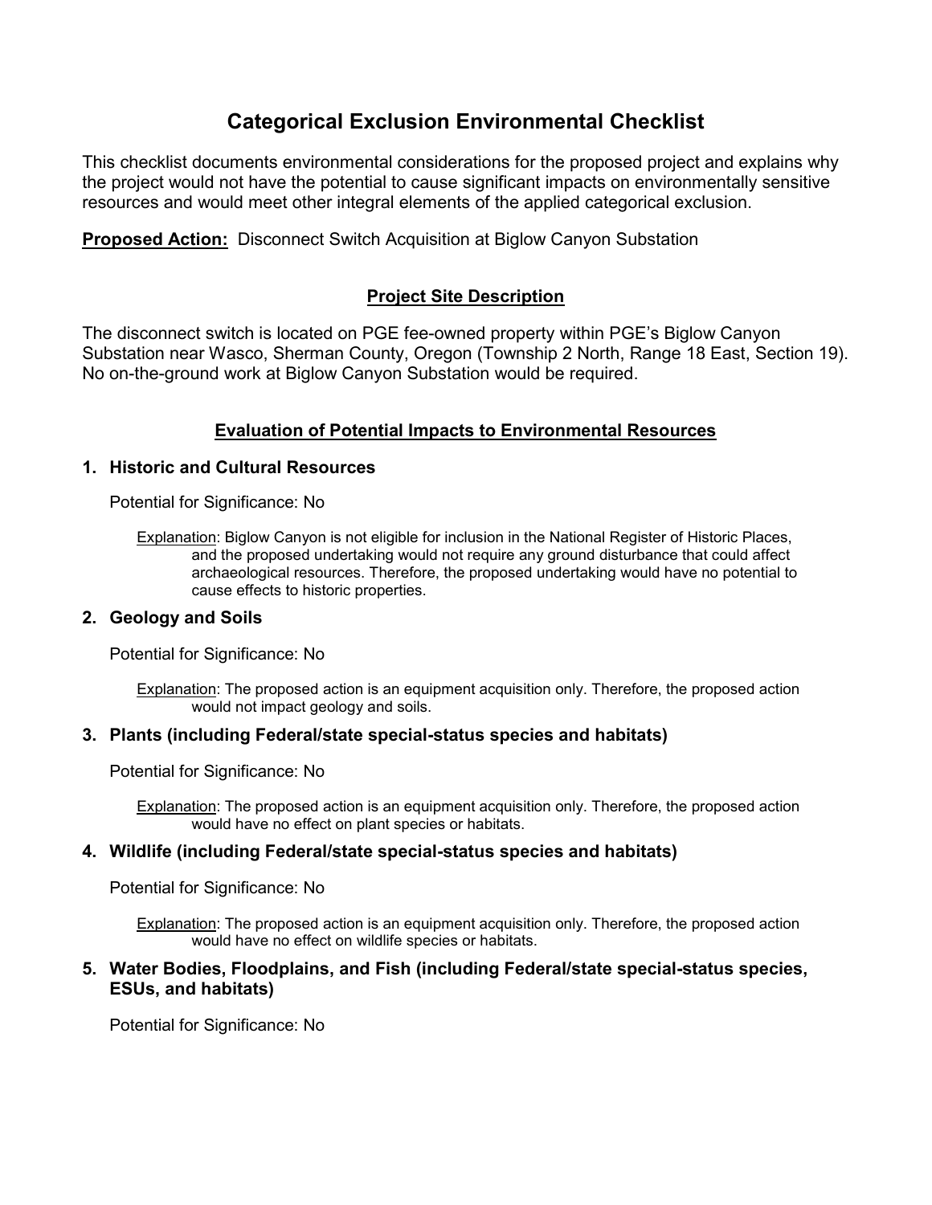# Categorical Exclusion Environmental Checklist

This checklist documents environmental considerations for the proposed project and explains why the project would not have the potential to cause significant impacts on environmentally sensitive resources and would meet other integral elements of the applied categorical exclusion.

**Proposed Action:** Disconnect Switch Acquisition at Biglow Canyon Substation

## Project Site Description

The disconnect switch is located on PGE fee-owned property within PGE's Biglow Canyon Substation near Wasco, Sherman County, Oregon (Township 2 North, Range 18 East, Section 19). No on-the-ground work at Biglow Canyon Substation would be required.

## Evaluation of Potential Impacts to Environmental Resources

### 1. Historic and Cultural Resources

Potential for Significance: No

Explanation: Biglow Canyon is not eligible for inclusion in the National Register of Historic Places, and the proposed undertaking would not require any ground disturbance that could affect archaeological resources. Therefore, the proposed undertaking would have no potential to cause effects to historic properties.

### 2. Geology and Soils

Potential for Significance: No

Explanation: The proposed action is an equipment acquisition only. Therefore, the proposed action would not impact geology and soils.

### 3. Plants (including Federal/state special-status species and habitats)

Potential for Significance: No

Explanation: The proposed action is an equipment acquisition only. Therefore, the proposed action would have no effect on plant species or habitats.

### 4. Wildlife (including Federal/state special-status species and habitats)

Potential for Significance: No

Explanation: The proposed action is an equipment acquisition only. Therefore, the proposed action would have no effect on wildlife species or habitats.

### 5. Water Bodies, Floodplains, and Fish (including Federal/state special-status species, ESUs, and habitats)

Potential for Significance: No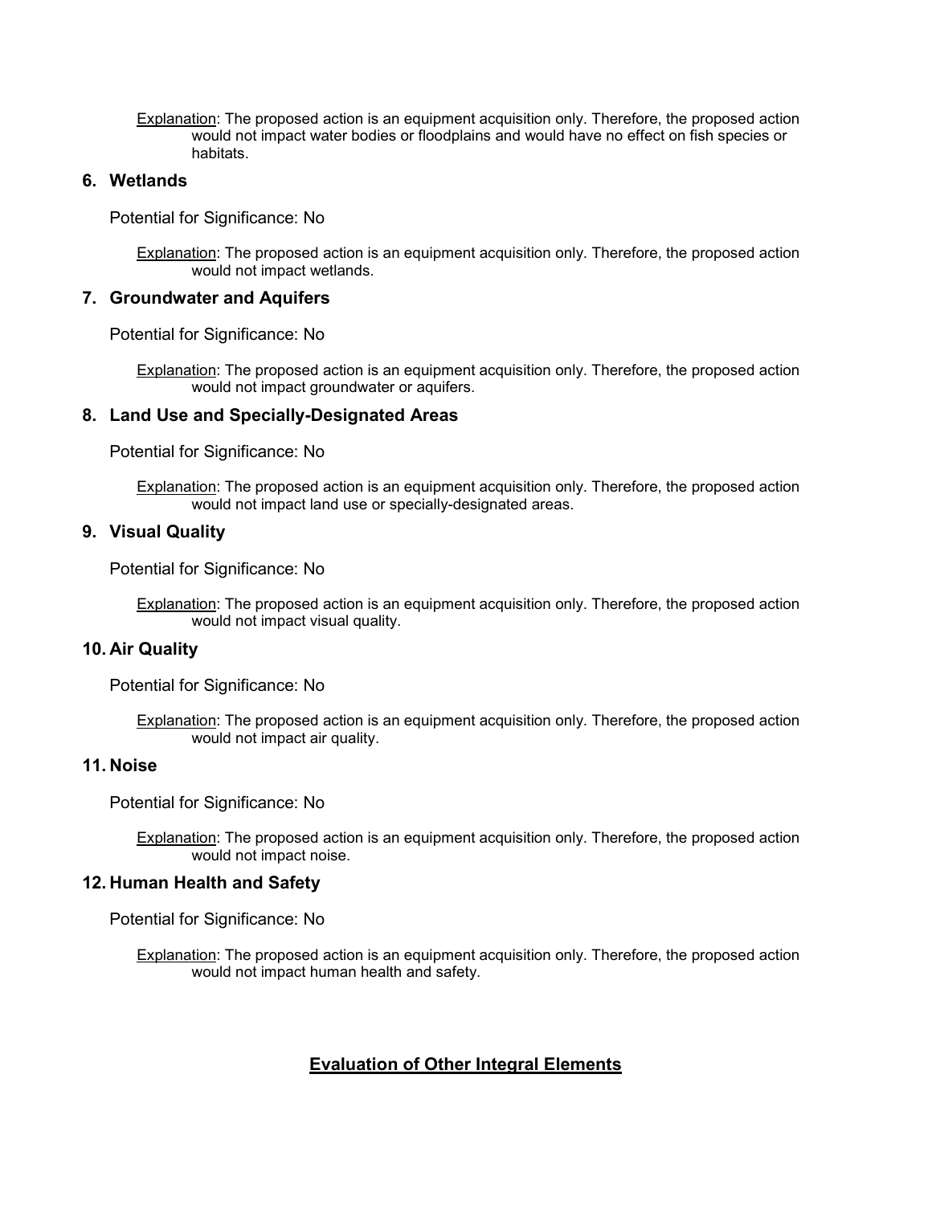Explanation: The proposed action is an equipment acquisition only. Therefore, the proposed action would not impact water bodies or floodplains and would have no effect on fish species or habitats.

### 6. Wetlands

Potential for Significance: No

Explanation: The proposed action is an equipment acquisition only. Therefore, the proposed action would not impact wetlands.

### 7. Groundwater and Aquifers

Potential for Significance: No

Explanation: The proposed action is an equipment acquisition only. Therefore, the proposed action would not impact groundwater or aquifers.

### 8. Land Use and Specially-Designated Areas

Potential for Significance: No

Explanation: The proposed action is an equipment acquisition only. Therefore, the proposed action would not impact land use or specially-designated areas.

### 9. Visual Quality

Potential for Significance: No

Explanation: The proposed action is an equipment acquisition only. Therefore, the proposed action would not impact visual quality.

### 10. Air Quality

Potential for Significance: No

Explanation: The proposed action is an equipment acquisition only. Therefore, the proposed action would not impact air quality.

### 11. Noise

Potential for Significance: No

Explanation: The proposed action is an equipment acquisition only. Therefore, the proposed action would not impact noise.

### 12. Human Health and Safety

Potential for Significance: No

Explanation: The proposed action is an equipment acquisition only. Therefore, the proposed action would not impact human health and safety.

## Evaluation of Other Integral Elements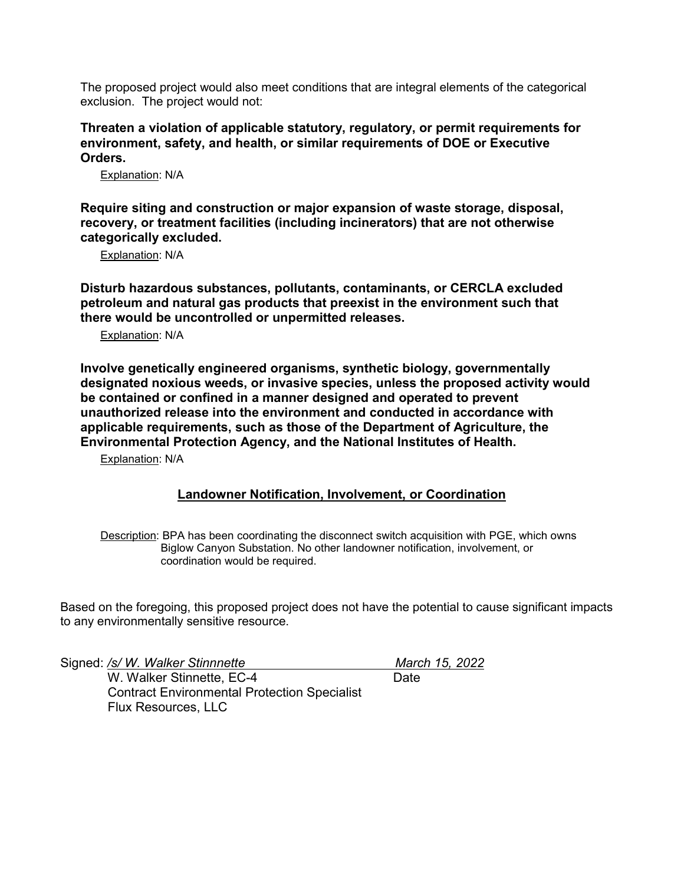The proposed project would also meet conditions that are integral elements of the categorical exclusion. The project would not:

**Threaten a violation of applicable statutory, regulatory, or permit requirements for environment, safety, and health, or similar requirements of DOE or Executive Orders.**

Explanation: N/A

**Require siting and construction or major expansion of waste storage, disposal, recovery, or treatment facilities (including incinerators) that are not otherwise categorically excluded.**

Explanation: N/A

**Disturb hazardous substances, pollutants, contaminants, or CERCLA excluded petroleum and natural gas products that preexist in the environment such that there would be uncontrolled or unpermitted releases.**

Explanation: N/A

**Involve genetically engineered organisms, synthetic biology, governmentally designated noxious weeds, or invasive species, unless the proposed activity would be contained or confined in a manner designed and operated to prevent unauthorized release into the environment and conducted in accordance with applicable requirements, such as those of the Department of Agriculture, the Environmental Protection Agency, and the National Institutes of Health.**

Explanation: N/A

## Landowner Notification, Involvement, or Coordination

Description: BPA has been coordinating the disconnect switch acquisition with PGE, which owns Biglow Canyon Substation. No other landowner notification, involvement, or coordination would be required.

Based on the foregoing, this proposed project does not have the potential to cause significant impacts to any environmentally sensitive resource.

Signed: */s/ W. Walker Stinnnette* *March 15, 2022*

W. Walker Stinnette, EC-4 Date

Contract Environmental Protection Specialist

Flux Resources, LLC